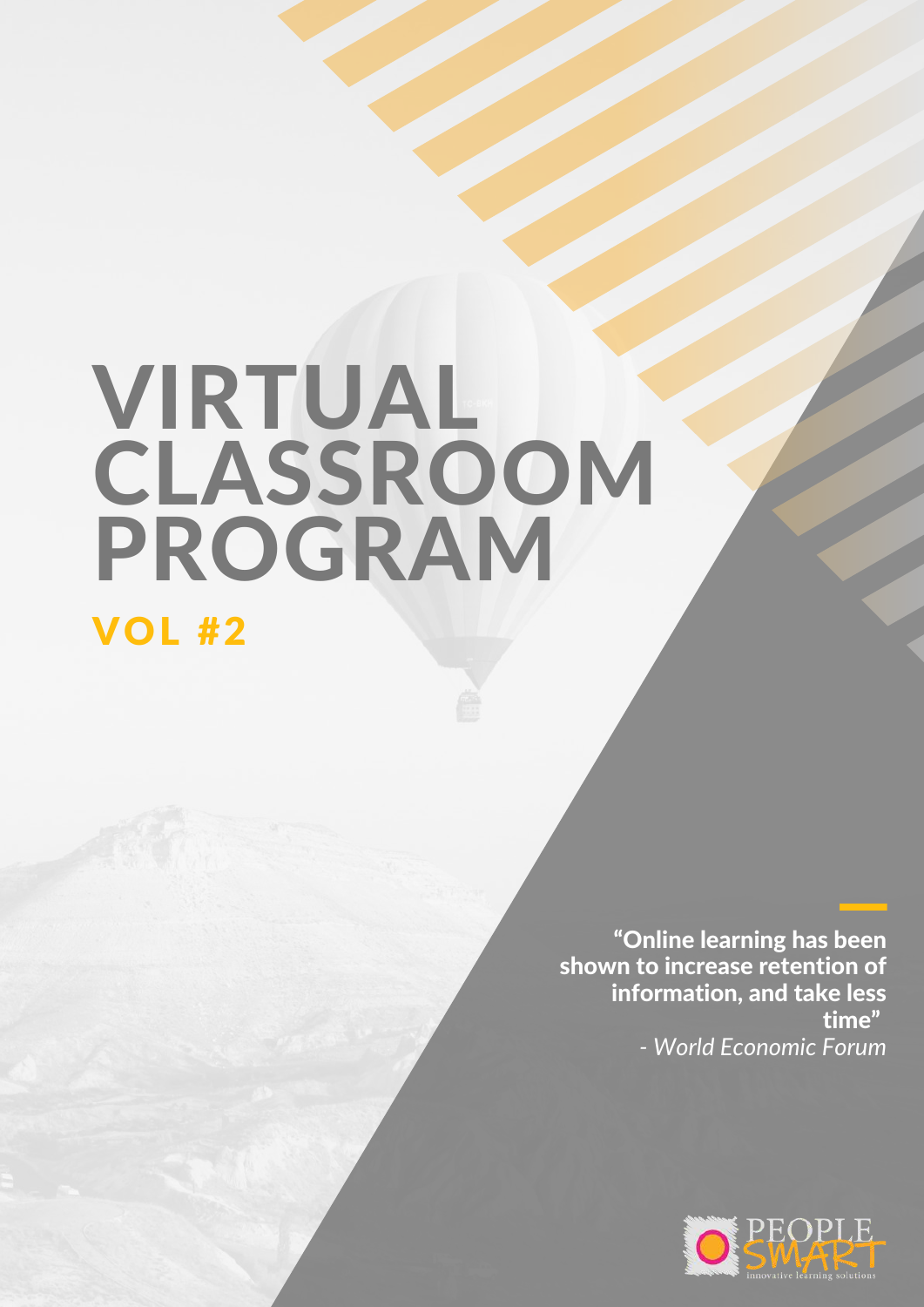# VIRTUAL CLASSROOM PROGRAM

## VOL #2

**"Online learning has been shown to increase retention of information, and take less time"**

*- World Economic Forum*

PEOPLE SMART

innovative learning solutions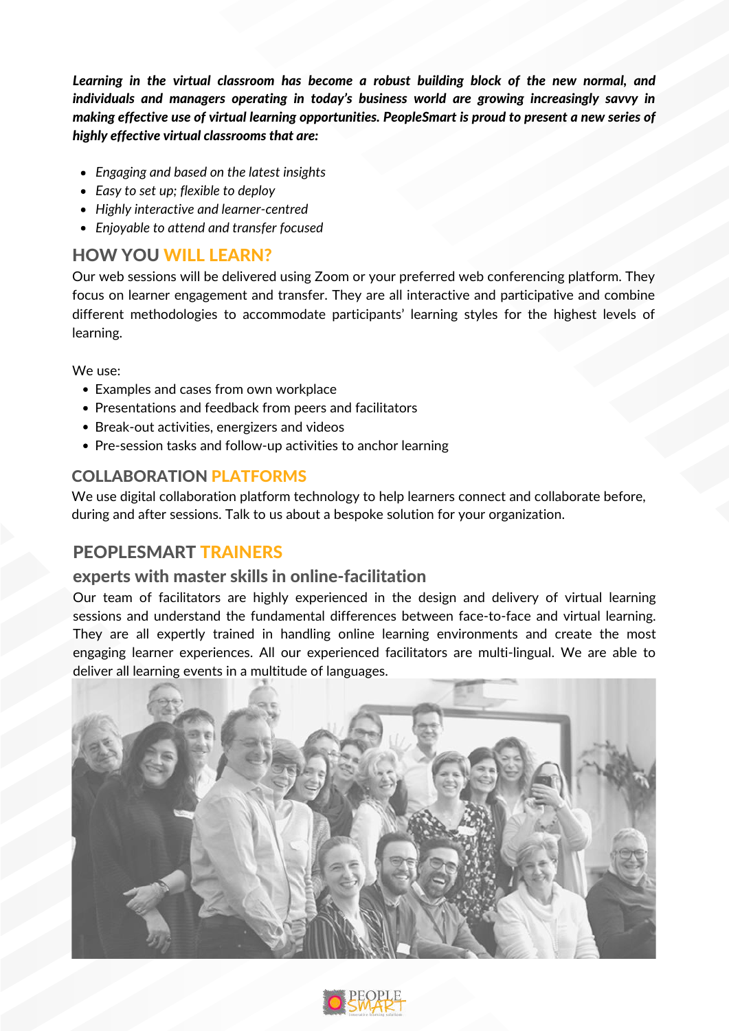***Learning in the virtual classroom has become a robust building block of the new normal, and individuals and managers operating in today's business world are growing increasingly savvy in making effective use of virtual learning opportunities. PeopleSmart is proud to present a new series of highly effective virtual classrooms that are:***

- *Engaging and based on the latest insights*
- *Easy to set up; flexible to deploy*
- *Highly interactive and learner-centred*
- *Enjoyable to attend and transfer focused*

## HOW YOU WILL LEARN?

Our web sessions will be delivered using Zoom or your preferred web conferencing platform. They focus on learner engagement and transfer. They are all interactive and participative and combine different methodologies to accommodate participants' learning styles for the highest levels of learning.

We use:

- Examples and cases from own workplace
- Presentations and feedback from peers and facilitators
- Break-out activities, energizers and videos
- Pre-session tasks and follow-up activities to anchor learning

## COLLABORATION PLATFORMS

We use digital collaboration platform technology to help learners connect and collaborate before, during and after sessions. Talk to us about a bespoke solution for your organization.

## PEOPLESMART TRAINERS

### experts with master skills in online-facilitation

Our team of facilitators are highly experienced in the design and delivery of virtual learning sessions and understand the fundamental differences between face-to-face and virtual learning. They are all expertly trained in handling online learning environments and create the most engaging learner experiences. All our experienced facilitators are multi-lingual. We are able to deliver all learning events in a multitude of languages.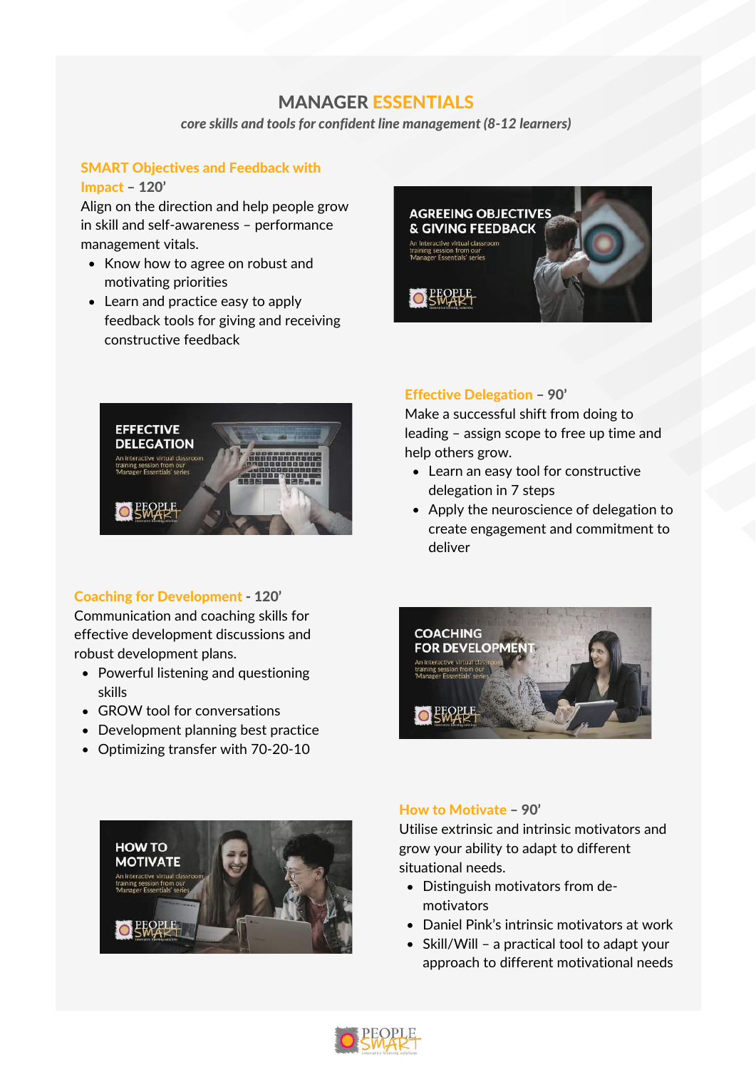# MANAGER ESSENTIALS

*core skills and tools for confident line management (8-12 learners)*

## SMART Objectives and Feedback with Impact – 120'

Align on the direction and help people grow in skill and self-awareness – performance management vitals.

- Know how to agree on robust and motivating priorities
- Learn and practice easy to apply feedback tools for giving and receiving constructive feedback

## Effective Delegation – 90'

Make a successful shift from doing to leading – assign scope to free up time and help others grow.

- Learn an easy tool for constructive delegation in 7 steps
- Apply the neuroscience of delegation to create engagement and commitment to deliver

## Coaching for Development - 120'

Communication and coaching skills for effective development discussions and robust development plans.

- Powerful listening and questioning skills
- GROW tool for conversations
- Development planning best practice
- Optimizing transfer with 70-20-10

## How to Motivate – 90'

Utilise extrinsic and intrinsic motivators and grow your ability to adapt to different situational needs.

- Distinguish motivators from de-motivators
- Daniel Pink's intrinsic motivators at work
- Skill/Will – a practical tool to adapt your approach to different motivational needs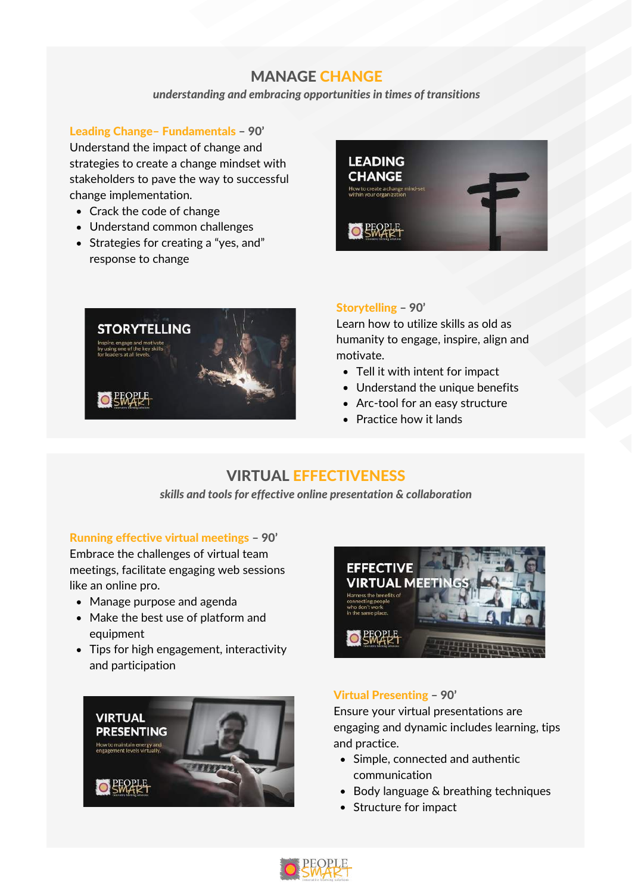## MANAGE CHANGE

*understanding and embracing opportunities in times of transitions*

**Leading Change– Fundamentals – 90'**

Understand the impact of change and strategies to create a change mindset with stakeholders to pave the way to successful change implementation.

- Crack the code of change
- Understand common challenges
- Strategies for creating a "yes, and" response to change

**Storytelling – 90'**

Learn how to utilize skills as old as humanity to engage, inspire, align and motivate.

- Tell it with intent for impact
- Understand the unique benefits
- Arc-tool for an easy structure
- Practice how it lands

## VIRTUAL EFFECTIVENESS

*skills and tools for effective online presentation & collaboration*

**Running effective virtual meetings – 90'**

Embrace the challenges of virtual team meetings, facilitate engaging web sessions like an online pro.

- Manage purpose and agenda
- Make the best use of platform and equipment
- Tips for high engagement, interactivity and participation

**Virtual Presenting – 90'**

Ensure your virtual presentations are engaging and dynamic includes learning, tips and practice.

- Simple, connected and authentic communication
- Body language & breathing techniques
- Structure for impact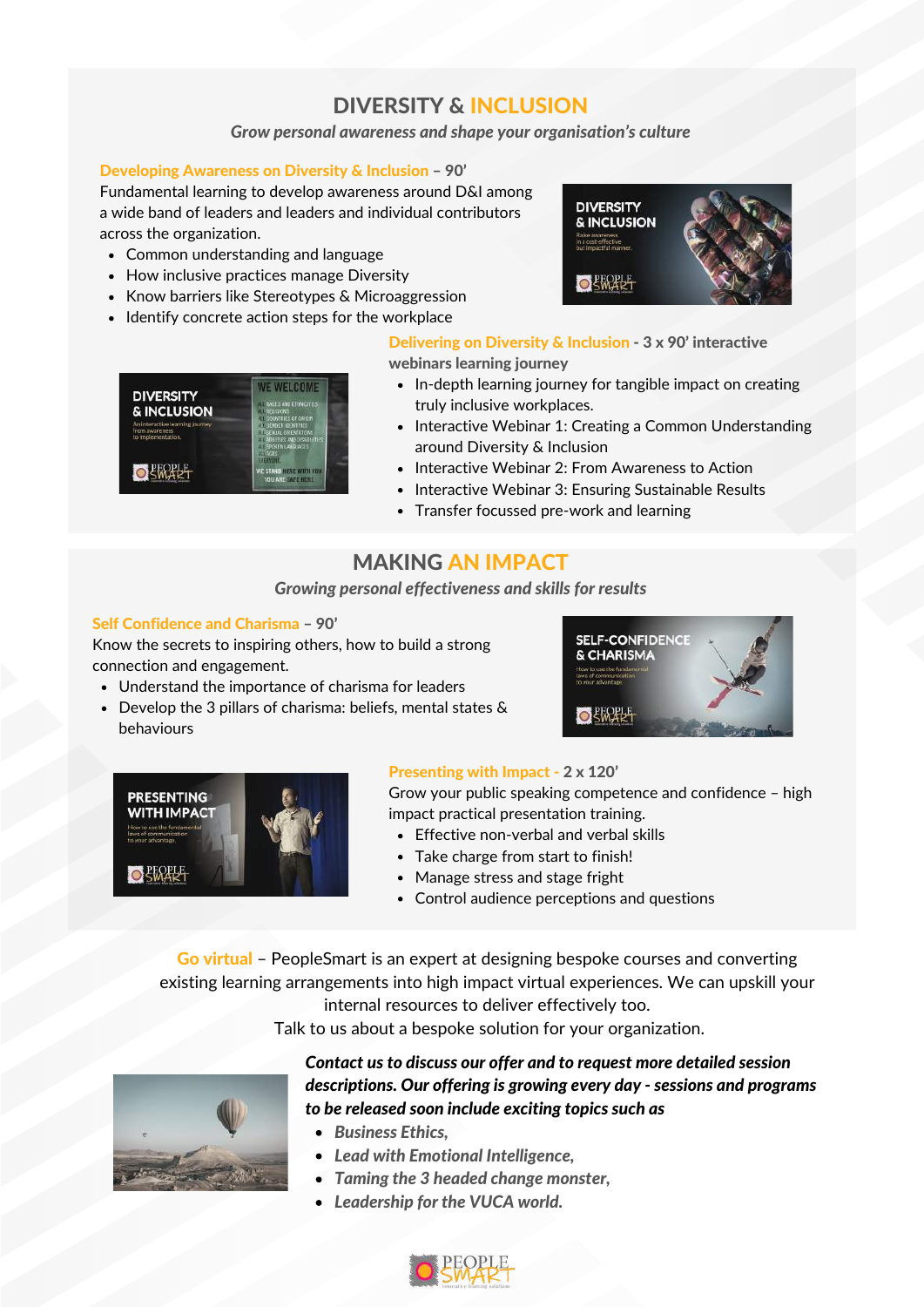## DIVERSITY & INCLUSION

*Grow personal awareness and shape your organisation's culture*

**Developing Awareness on Diversity & Inclusion – 90'**

Fundamental learning to develop awareness around D&I among a wide band of leaders and leaders and individual contributors across the organization.

- Common understanding and language
- How inclusive practices manage Diversity
- Know barriers like Stereotypes & Microaggression
- Identify concrete action steps for the workplace

**Delivering on Diversity & Inclusion - 3 x 90' interactive webinars learning journey**

- In-depth learning journey for tangible impact on creating truly inclusive workplaces.
- Interactive Webinar 1: Creating a Common Understanding around Diversity & Inclusion
- Interactive Webinar 2: From Awareness to Action
- Interactive Webinar 3: Ensuring Sustainable Results
- Transfer focussed pre-work and learning

## MAKING AN IMPACT

*Growing personal effectiveness and skills for results*

**Self Confidence and Charisma – 90'**

Know the secrets to inspiring others, how to build a strong connection and engagement.

- Understand the importance of charisma for leaders
- Develop the 3 pillars of charisma: beliefs, mental states & behaviours

**Presenting with Impact - 2 x 120'**

Grow your public speaking competence and confidence – high impact practical presentation training.

- Effective non-verbal and verbal skills
- Take charge from start to finish!
- Manage stress and stage fright
- Control audience perceptions and questions

**Go virtual** – PeopleSmart is an expert at designing bespoke courses and converting existing learning arrangements into high impact virtual experiences. We can upskill your internal resources to deliver effectively too.
Talk to us about a bespoke solution for your organization.

***Contact us to discuss our offer and to request more detailed session descriptions. Our offering is growing every day - sessions and programs to be released soon include exciting topics such as***

- ***Business Ethics,***
- ***Lead with Emotional Intelligence,***
- ***Taming the 3 headed change monster,***
- ***Leadership for the VUCA world.***